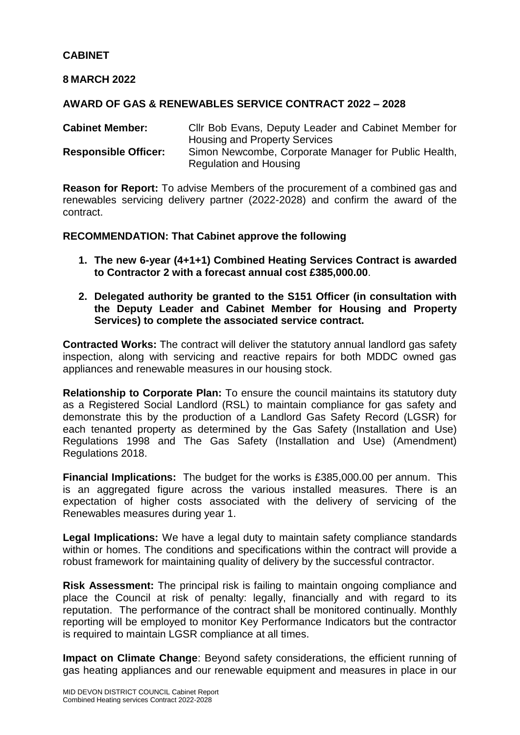**CABINET**

**8 MARCH 2022**

**AWARD OF GAS & RENEWABLES SERVICE CONTRACT 2022 – 2028**

| | |
|---|---|
| **Cabinet Member:** | Cllr Bob Evans, Deputy Leader and Cabinet Member for Housing and Property Services |
| **Responsible Officer:** | Simon Newcombe, Corporate Manager for Public Health, Regulation and Housing |

**Reason for Report:** To advise Members of the procurement of a combined gas and renewables servicing delivery partner (2022-2028) and confirm the award of the contract.

**RECOMMENDATION: That Cabinet approve the following**

1. **The new 6-year (4+1+1) Combined Heating Services Contract is awarded to Contractor 2 with a forecast annual cost £385,000.00**.

2. **Delegated authority be granted to the S151 Officer (in consultation with the Deputy Leader and Cabinet Member for Housing and Property Services) to complete the associated service contract.**

**Contracted Works:** The contract will deliver the statutory annual landlord gas safety inspection, along with servicing and reactive repairs for both MDDC owned gas appliances and renewable measures in our housing stock.

**Relationship to Corporate Plan:** To ensure the council maintains its statutory duty as a Registered Social Landlord (RSL) to maintain compliance for gas safety and demonstrate this by the production of a Landlord Gas Safety Record (LGSR) for each tenanted property as determined by the Gas Safety (Installation and Use) Regulations 1998 and The Gas Safety (Installation and Use) (Amendment) Regulations 2018.

**Financial Implications:** The budget for the works is £385,000.00 per annum. This is an aggregated figure across the various installed measures. There is an expectation of higher costs associated with the delivery of servicing of the Renewables measures during year 1.

**Legal Implications:** We have a legal duty to maintain safety compliance standards within or homes. The conditions and specifications within the contract will provide a robust framework for maintaining quality of delivery by the successful contractor.

**Risk Assessment:** The principal risk is failing to maintain ongoing compliance and place the Council at risk of penalty: legally, financially and with regard to its reputation. The performance of the contract shall be monitored continually. Monthly reporting will be employed to monitor Key Performance Indicators but the contractor is required to maintain LGSR compliance at all times.

**Impact on Climate Change**: Beyond safety considerations, the efficient running of gas heating appliances and our renewable equipment and measures in place in our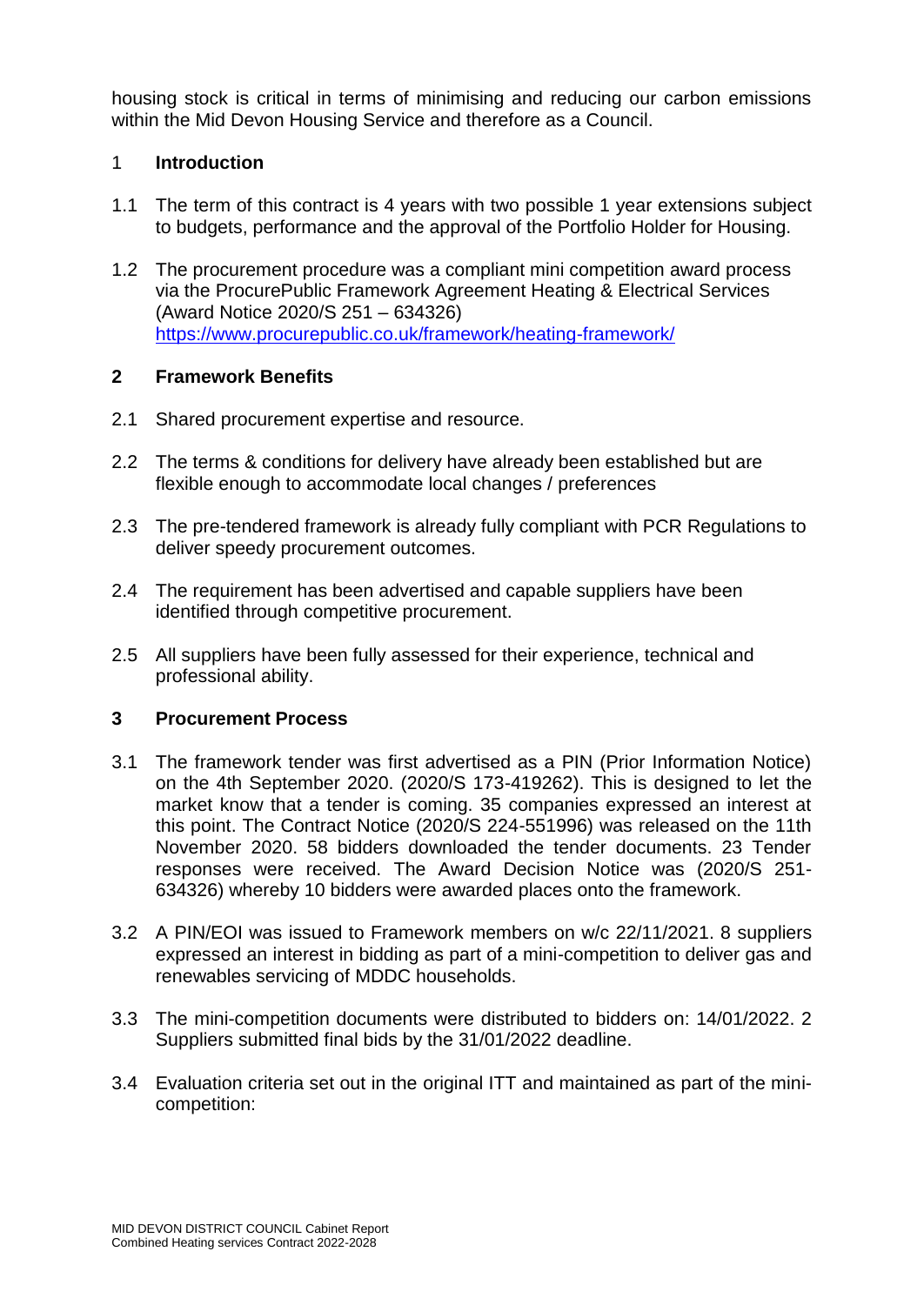housing stock is critical in terms of minimising and reducing our carbon emissions within the Mid Devon Housing Service and therefore as a Council.

## 1 Introduction

1.1 The term of this contract is 4 years with two possible 1 year extensions subject to budgets, performance and the approval of the Portfolio Holder for Housing.

1.2 The procurement procedure was a compliant mini competition award process via the ProcurePublic Framework Agreement Heating & Electrical Services (Award Notice 2020/S 251 – 634326) https://www.procurepublic.co.uk/framework/heating-framework/

## 2 Framework Benefits

2.1 Shared procurement expertise and resource.

2.2 The terms & conditions for delivery have already been established but are flexible enough to accommodate local changes / preferences

2.3 The pre-tendered framework is already fully compliant with PCR Regulations to deliver speedy procurement outcomes.

2.4 The requirement has been advertised and capable suppliers have been identified through competitive procurement.

2.5 All suppliers have been fully assessed for their experience, technical and professional ability.

## 3 Procurement Process

3.1 The framework tender was first advertised as a PIN (Prior Information Notice) on the 4th September 2020. (2020/S 173-419262). This is designed to let the market know that a tender is coming. 35 companies expressed an interest at this point. The Contract Notice (2020/S 224-551996) was released on the 11th November 2020. 58 bidders downloaded the tender documents. 23 Tender responses were received. The Award Decision Notice was (2020/S 251-634326) whereby 10 bidders were awarded places onto the framework.

3.2 A PIN/EOI was issued to Framework members on w/c 22/11/2021. 8 suppliers expressed an interest in bidding as part of a mini-competition to deliver gas and renewables servicing of MDDC households.

3.3 The mini-competition documents were distributed to bidders on: 14/01/2022. 2 Suppliers submitted final bids by the 31/01/2022 deadline.

3.4 Evaluation criteria set out in the original ITT and maintained as part of the mini-competition: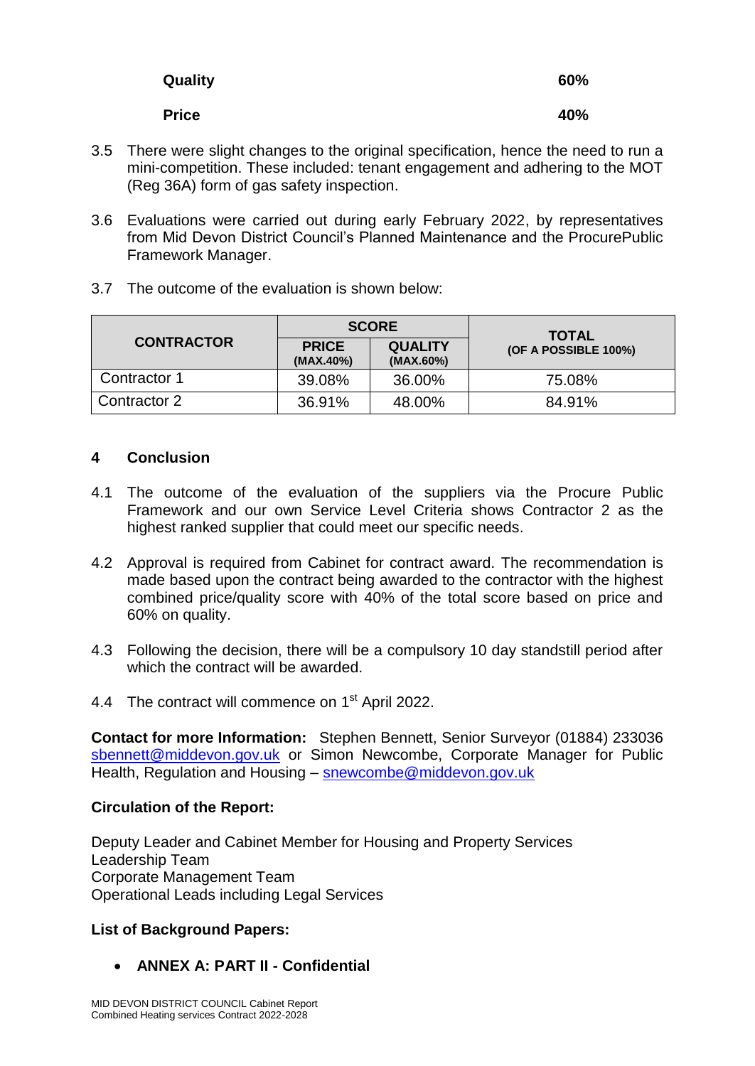| | |
|---|---|
| **Quality** | **60%** |
| **Price** | **40%** |

3.5 There were slight changes to the original specification, hence the need to run a mini-competition. These included: tenant engagement and adhering to the MOT (Reg 36A) form of gas safety inspection.

3.6 Evaluations were carried out during early February 2022, by representatives from Mid Devon District Council's Planned Maintenance and the ProcurePublic Framework Manager.

3.7 The outcome of the evaluation is shown below:

| CONTRACTOR | SCORE | | TOTAL (OF A POSSIBLE 100%) |
|---|---|---|---|
| | PRICE (MAX.40%) | QUALITY (MAX.60%) | |
| Contractor 1 | 39.08% | 36.00% | 75.08% |
| Contractor 2 | 36.91% | 48.00% | 84.91% |

## 4 Conclusion

4.1 The outcome of the evaluation of the suppliers via the Procure Public Framework and our own Service Level Criteria shows Contractor 2 as the highest ranked supplier that could meet our specific needs.

4.2 Approval is required from Cabinet for contract award. The recommendation is made based upon the contract being awarded to the contractor with the highest combined price/quality score with 40% of the total score based on price and 60% on quality.

4.3 Following the decision, there will be a compulsory 10 day standstill period after which the contract will be awarded.

4.4 The contract will commence on 1st April 2022.

**Contact for more Information:** Stephen Bennett, Senior Surveyor (01884) 233036 sbennett@middevon.gov.uk or Simon Newcombe, Corporate Manager for Public Health, Regulation and Housing – snewcombe@middevon.gov.uk

**Circulation of the Report:**

Deputy Leader and Cabinet Member for Housing and Property Services
Leadership Team
Corporate Management Team
Operational Leads including Legal Services

**List of Background Papers:**

- **ANNEX A: PART II - Confidential**